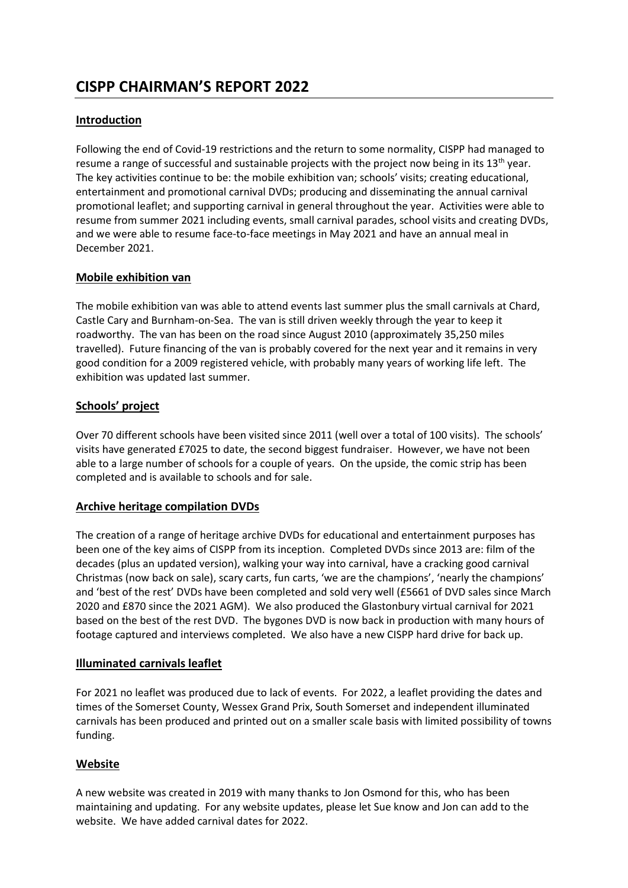# CISPP CHAIRMAN'S REPORT 2022

## Introduction

Following the end of Covid-19 restrictions and the return to some normality, CISPP had managed to resume a range of successful and sustainable projects with the project now being in its 13th year. The key activities continue to be: the mobile exhibition van; schools' visits; creating educational, entertainment and promotional carnival DVDs; producing and disseminating the annual carnival promotional leaflet; and supporting carnival in general throughout the year. Activities were able to resume from summer 2021 including events, small carnival parades, school visits and creating DVDs, and we were able to resume face-to-face meetings in May 2021 and have an annual meal in December 2021.

## Mobile exhibition van

The mobile exhibition van was able to attend events last summer plus the small carnivals at Chard, Castle Cary and Burnham-on-Sea. The van is still driven weekly through the year to keep it roadworthy. The van has been on the road since August 2010 (approximately 35,250 miles travelled). Future financing of the van is probably covered for the next year and it remains in very good condition for a 2009 registered vehicle, with probably many years of working life left. The exhibition was updated last summer.

## Schools' project

Over 70 different schools have been visited since 2011 (well over a total of 100 visits). The schools' visits have generated £7025 to date, the second biggest fundraiser. However, we have not been able to a large number of schools for a couple of years. On the upside, the comic strip has been completed and is available to schools and for sale.

## Archive heritage compilation DVDs

The creation of a range of heritage archive DVDs for educational and entertainment purposes has been one of the key aims of CISPP from its inception. Completed DVDs since 2013 are: film of the decades (plus an updated version), walking your way into carnival, have a cracking good carnival Christmas (now back on sale), scary carts, fun carts, 'we are the champions', 'nearly the champions' and 'best of the rest' DVDs have been completed and sold very well (£5661 of DVD sales since March 2020 and £870 since the 2021 AGM). We also produced the Glastonbury virtual carnival for 2021 based on the best of the rest DVD. The bygones DVD is now back in production with many hours of footage captured and interviews completed. We also have a new CISPP hard drive for back up.

## Illuminated carnivals leaflet

For 2021 no leaflet was produced due to lack of events. For 2022, a leaflet providing the dates and times of the Somerset County, Wessex Grand Prix, South Somerset and independent illuminated carnivals has been produced and printed out on a smaller scale basis with limited possibility of towns funding.

## Website

A new website was created in 2019 with many thanks to Jon Osmond for this, who has been maintaining and updating. For any website updates, please let Sue know and Jon can add to the website. We have added carnival dates for 2022.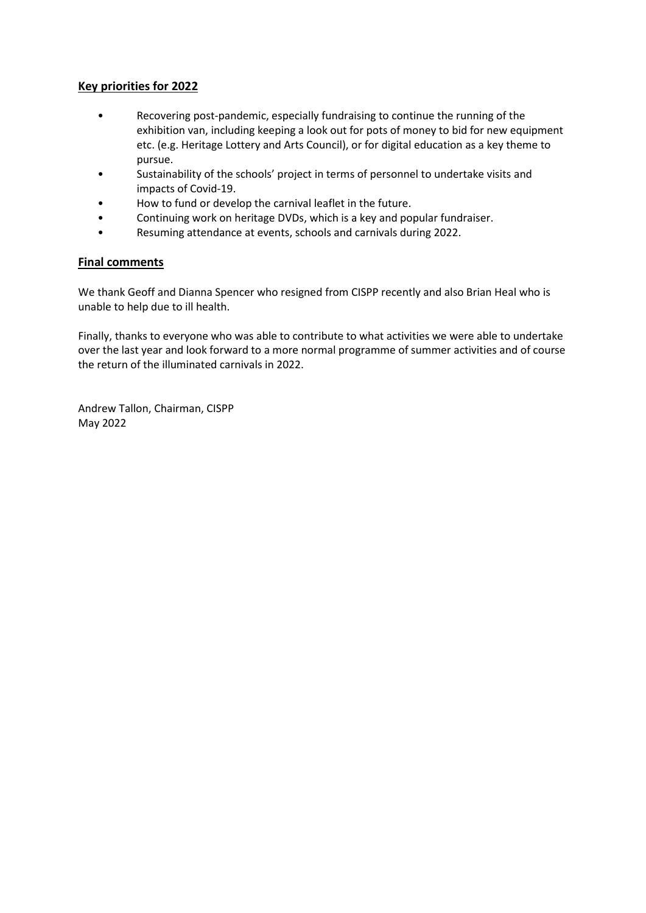## Key priorities for 2022

- Recovering post-pandemic, especially fundraising to continue the running of the exhibition van, including keeping a look out for pots of money to bid for new equipment etc. (e.g. Heritage Lottery and Arts Council), or for digital education as a key theme to pursue.
- Sustainability of the schools' project in terms of personnel to undertake visits and impacts of Covid-19.
- How to fund or develop the carnival leaflet in the future.
- Continuing work on heritage DVDs, which is a key and popular fundraiser.
- Resuming attendance at events, schools and carnivals during 2022.

## Final comments

We thank Geoff and Dianna Spencer who resigned from CISPP recently and also Brian Heal who is unable to help due to ill health.

Finally, thanks to everyone who was able to contribute to what activities we were able to undertake over the last year and look forward to a more normal programme of summer activities and of course the return of the illuminated carnivals in 2022.

Andrew Tallon, Chairman, CISPP
May 2022